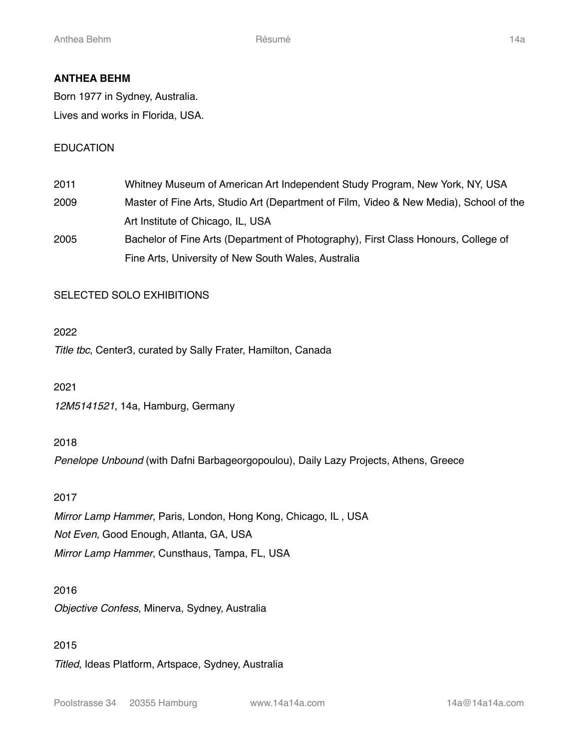**ANTHEA BEHM**

Born 1977 in Sydney, Australia.

Lives and works in Florida, USA.

EDUCATION

| | |
|---|---|
| 2011 | Whitney Museum of American Art Independent Study Program, New York, NY, USA |
| 2009 | Master of Fine Arts, Studio Art (Department of Film, Video & New Media), School of the Art Institute of Chicago, IL, USA |
| 2005 | Bachelor of Fine Arts (Department of Photography), First Class Honours, College of Fine Arts, University of New South Wales, Australia |

SELECTED SOLO EXHIBITIONS

2022

*Title tbc*, Center3, curated by Sally Frater, Hamilton, Canada

2021

*12M5141521*, 14a, Hamburg, Germany

2018

*Penelope Unbound* (with Dafni Barbageorgopoulou), Daily Lazy Projects, Athens, Greece

2017

*Mirror Lamp Hammer*, Paris, London, Hong Kong, Chicago, IL , USA

*Not Even*, Good Enough, Atlanta, GA, USA

*Mirror Lamp Hammer*, Cunsthaus, Tampa, FL, USA

2016

*Objective Confess*, Minerva, Sydney, Australia

2015

*Titled*, Ideas Platform, Artspace, Sydney, Australia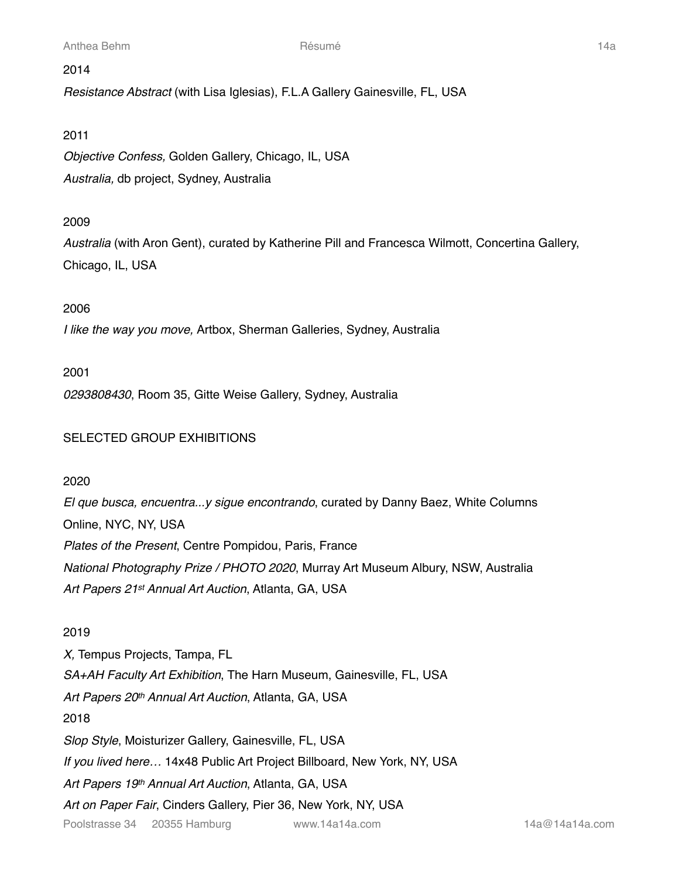2014

*Resistance Abstract* (with Lisa Iglesias), F.L.A Gallery Gainesville, FL, USA

2011

*Objective Confess,* Golden Gallery, Chicago, IL, USA

*Australia,* db project, Sydney, Australia

2009

*Australia* (with Aron Gent), curated by Katherine Pill and Francesca Wilmott, Concertina Gallery, Chicago, IL, USA

2006

*I like the way you move,* Artbox, Sherman Galleries, Sydney, Australia

2001

*0293808430*, Room 35, Gitte Weise Gallery, Sydney, Australia

## SELECTED GROUP EXHIBITIONS

2020

*El que busca, encuentra...y sigue encontrando*, curated by Danny Baez, White Columns Online, NYC, NY, USA

*Plates of the Present*, Centre Pompidou, Paris, France

*National Photography Prize / PHOTO 2020*, Murray Art Museum Albury, NSW, Australia

*Art Papers 21st Annual Art Auction*, Atlanta, GA, USA

2019

*X,* Tempus Projects, Tampa, FL

*SA+AH Faculty Art Exhibition*, The Harn Museum, Gainesville, FL, USA

*Art Papers 20th Annual Art Auction*, Atlanta, GA, USA

2018

*Slop Style*, Moisturizer Gallery, Gainesville, FL, USA

*If you lived here…* 14x48 Public Art Project Billboard, New York, NY, USA

*Art Papers 19th Annual Art Auction*, Atlanta, GA, USA

*Art on Paper Fair*, Cinders Gallery, Pier 36, New York, NY, USA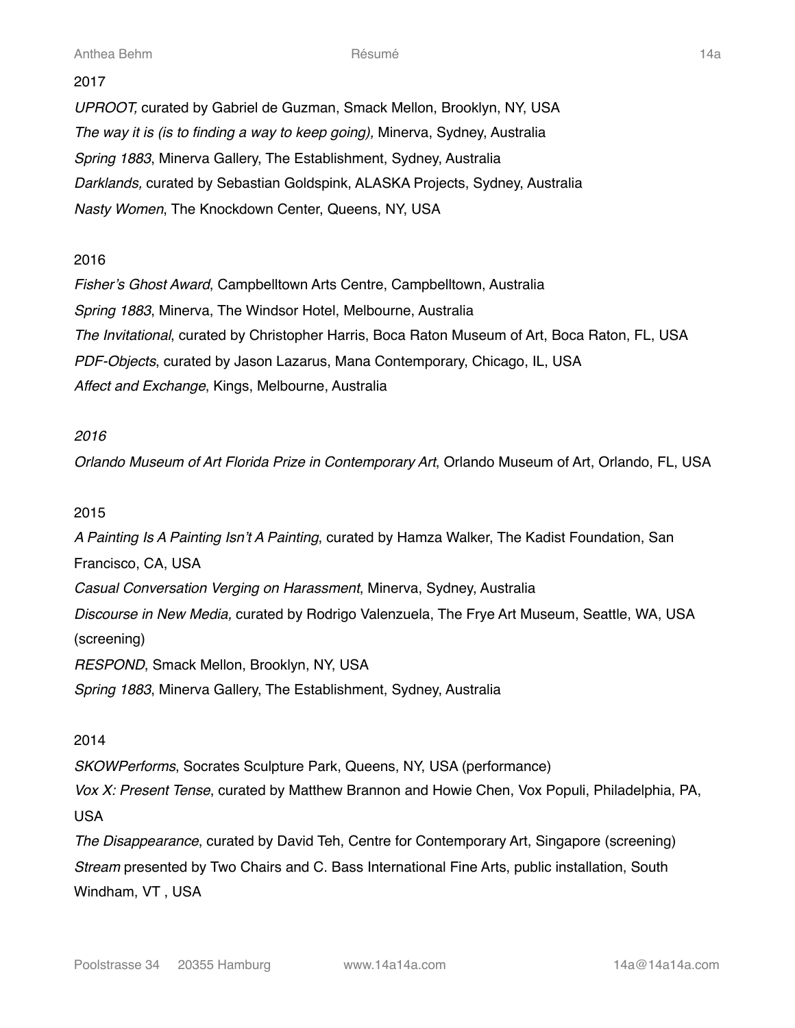2017

*UPROOT,* curated by Gabriel de Guzman, Smack Mellon, Brooklyn, NY, USA

*The way it is (is to finding a way to keep going),* Minerva, Sydney, Australia

*Spring 1883*, Minerva Gallery, The Establishment, Sydney, Australia

*Darklands,* curated by Sebastian Goldspink, ALASKA Projects, Sydney, Australia

*Nasty Women*, The Knockdown Center, Queens, NY, USA

2016

*Fisher's Ghost Award*, Campbelltown Arts Centre, Campbelltown, Australia

*Spring 1883*, Minerva, The Windsor Hotel, Melbourne, Australia

*The Invitational*, curated by Christopher Harris, Boca Raton Museum of Art, Boca Raton, FL, USA

*PDF-Objects*, curated by Jason Lazarus, Mana Contemporary, Chicago, IL, USA

*Affect and Exchange*, Kings, Melbourne, Australia

*2016*

*Orlando Museum of Art Florida Prize in Contemporary Art*, Orlando Museum of Art, Orlando, FL, USA

2015

*A Painting Is A Painting Isn't A Painting*, curated by Hamza Walker, The Kadist Foundation, San Francisco, CA, USA

*Casual Conversation Verging on Harassment*, Minerva, Sydney, Australia

*Discourse in New Media,* curated by Rodrigo Valenzuela, The Frye Art Museum, Seattle, WA, USA (screening)

*RESPOND*, Smack Mellon, Brooklyn, NY, USA

*Spring 1883*, Minerva Gallery, The Establishment, Sydney, Australia

2014

*SKOWPerforms*, Socrates Sculpture Park, Queens, NY, USA (performance)

*Vox X: Present Tense*, curated by Matthew Brannon and Howie Chen, Vox Populi, Philadelphia, PA, USA

*The Disappearance*, curated by David Teh, Centre for Contemporary Art, Singapore (screening)

*Stream* presented by Two Chairs and C. Bass International Fine Arts, public installation, South Windham, VT , USA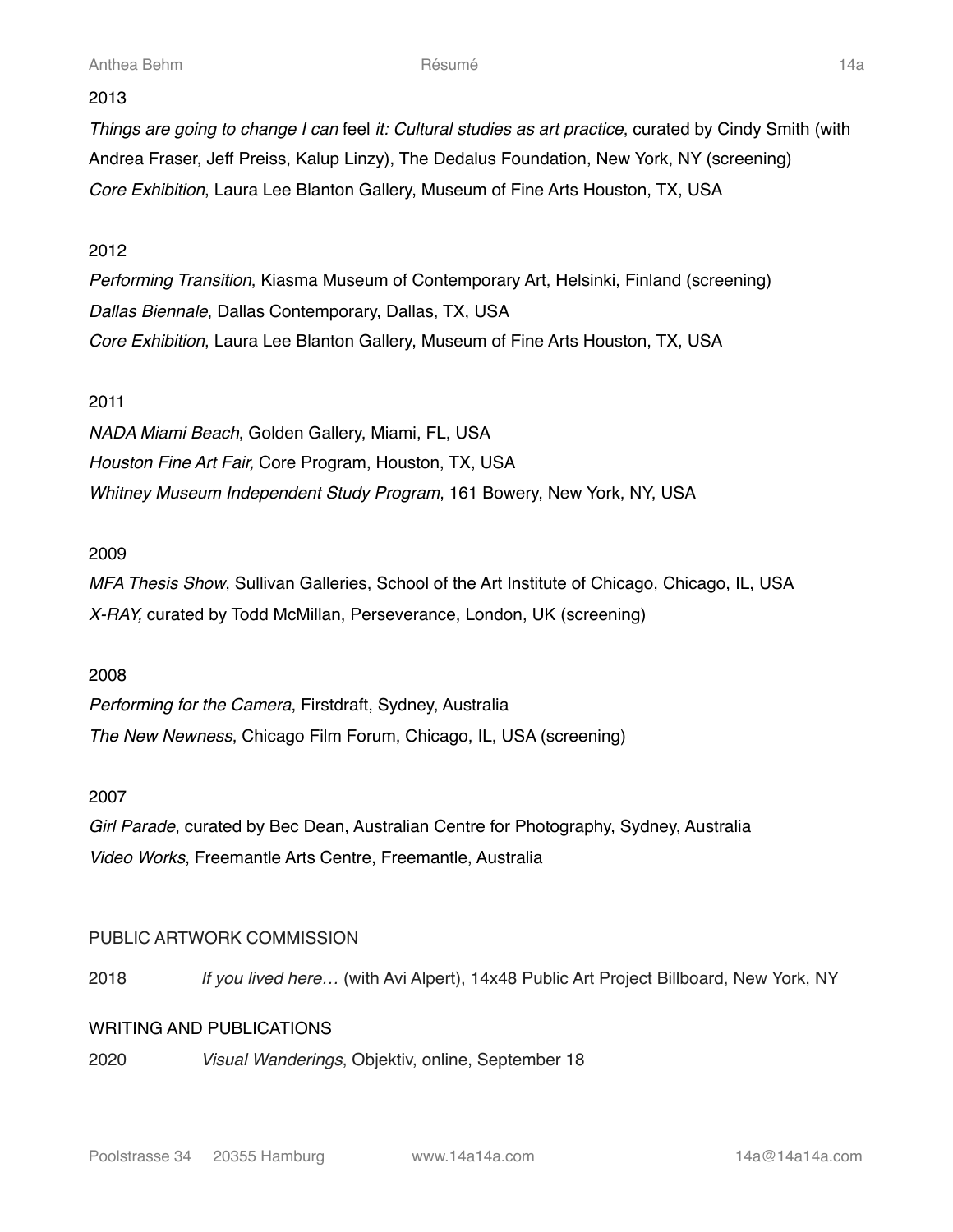2013

*Things are going to change I can* feel *it: Cultural studies as art practice*, curated by Cindy Smith (with Andrea Fraser, Jeff Preiss, Kalup Linzy), The Dedalus Foundation, New York, NY (screening)
*Core Exhibition*, Laura Lee Blanton Gallery, Museum of Fine Arts Houston, TX, USA

2012

*Performing Transition*, Kiasma Museum of Contemporary Art, Helsinki, Finland (screening)
*Dallas Biennale*, Dallas Contemporary, Dallas, TX, USA
*Core Exhibition*, Laura Lee Blanton Gallery, Museum of Fine Arts Houston, TX, USA

2011

*NADA Miami Beach*, Golden Gallery, Miami, FL, USA
*Houston Fine Art Fair,* Core Program, Houston, TX, USA
*Whitney Museum Independent Study Program*, 161 Bowery, New York, NY, USA

2009

*MFA Thesis Show*, Sullivan Galleries, School of the Art Institute of Chicago, Chicago, IL, USA
*X-RAY,* curated by Todd McMillan, Perseverance, London, UK (screening)

2008

*Performing for the Camera*, Firstdraft, Sydney, Australia
*The New Newness*, Chicago Film Forum, Chicago, IL, USA (screening)

2007

*Girl Parade*, curated by Bec Dean, Australian Centre for Photography, Sydney, Australia
*Video Works*, Freemantle Arts Centre, Freemantle, Australia

## PUBLIC ARTWORK COMMISSION

2018 *If you lived here…* (with Avi Alpert), 14x48 Public Art Project Billboard, New York, NY

## WRITING AND PUBLICATIONS

2020 *Visual Wanderings*, Objektiv, online, September 18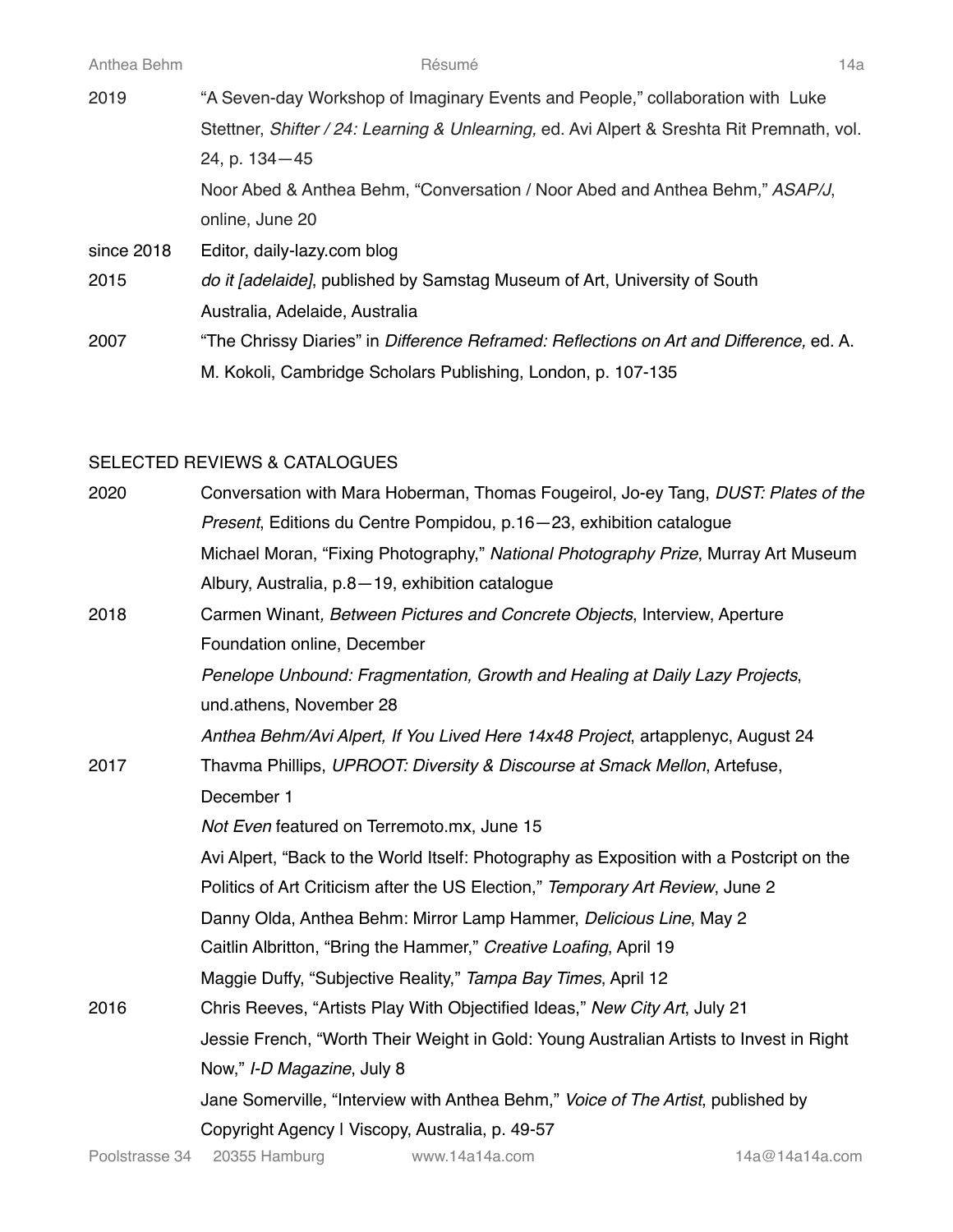| | |
|---|---|
| 2019 | "A Seven-day Workshop of Imaginary Events and People," collaboration with Luke Stettner, *Shifter / 24: Learning & Unlearning,* ed. Avi Alpert & Sreshta Rit Premnath, vol. 24, p. 134—45 |
| | Noor Abed & Anthea Behm, "Conversation / Noor Abed and Anthea Behm," *ASAP/J*, online, June 20 |
| since 2018 | Editor, daily-lazy.com blog |
| 2015 | *do it [adelaide]*, published by Samstag Museum of Art, University of South Australia, Adelaide, Australia |
| 2007 | "The Chrissy Diaries" in *Difference Reframed: Reflections on Art and Difference,* ed. A. M. Kokoli, Cambridge Scholars Publishing, London, p. 107-135 |

## SELECTED REVIEWS & CATALOGUES

| | |
|---|---|
| 2020 | Conversation with Mara Hoberman, Thomas Fougeirol, Jo-ey Tang, *DUST: Plates of the Present*, Editions du Centre Pompidou, p.16—23, exhibition catalogue |
| | Michael Moran, "Fixing Photography," *National Photography Prize*, Murray Art Museum Albury, Australia, p.8—19, exhibition catalogue |
| 2018 | Carmen Winant*, Between Pictures and Concrete Objects*, Interview, Aperture Foundation online, December |
| | *Penelope Unbound: Fragmentation, Growth and Healing at Daily Lazy Projects*, und.athens, November 28 |
| | *Anthea Behm/Avi Alpert, If You Lived Here 14x48 Project*, artapplenyc, August 24 |
| 2017 | Thavma Phillips, *UPROOT: Diversity & Discourse at Smack Mellon*, Artefuse, December 1 |
| | *Not Even* featured on Terremoto.mx, June 15 |
| | Avi Alpert, "Back to the World Itself: Photography as Exposition with a Postcript on the Politics of Art Criticism after the US Election," *Temporary Art Review*, June 2 |
| | Danny Olda, Anthea Behm: Mirror Lamp Hammer, *Delicious Line*, May 2 |
| | Caitlin Albritton, "Bring the Hammer," *Creative Loafing*, April 19 |
| | Maggie Duffy, "Subjective Reality," *Tampa Bay Times*, April 12 |
| 2016 | Chris Reeves, "Artists Play With Objectified Ideas," *New City Art*, July 21 |
| | Jessie French, "Worth Their Weight in Gold: Young Australian Artists to Invest in Right Now," *I-D Magazine*, July 8 |
| | Jane Somerville, "Interview with Anthea Behm," *Voice of The Artist*, published by Copyright Agency I Viscopy, Australia, p. 49-57 |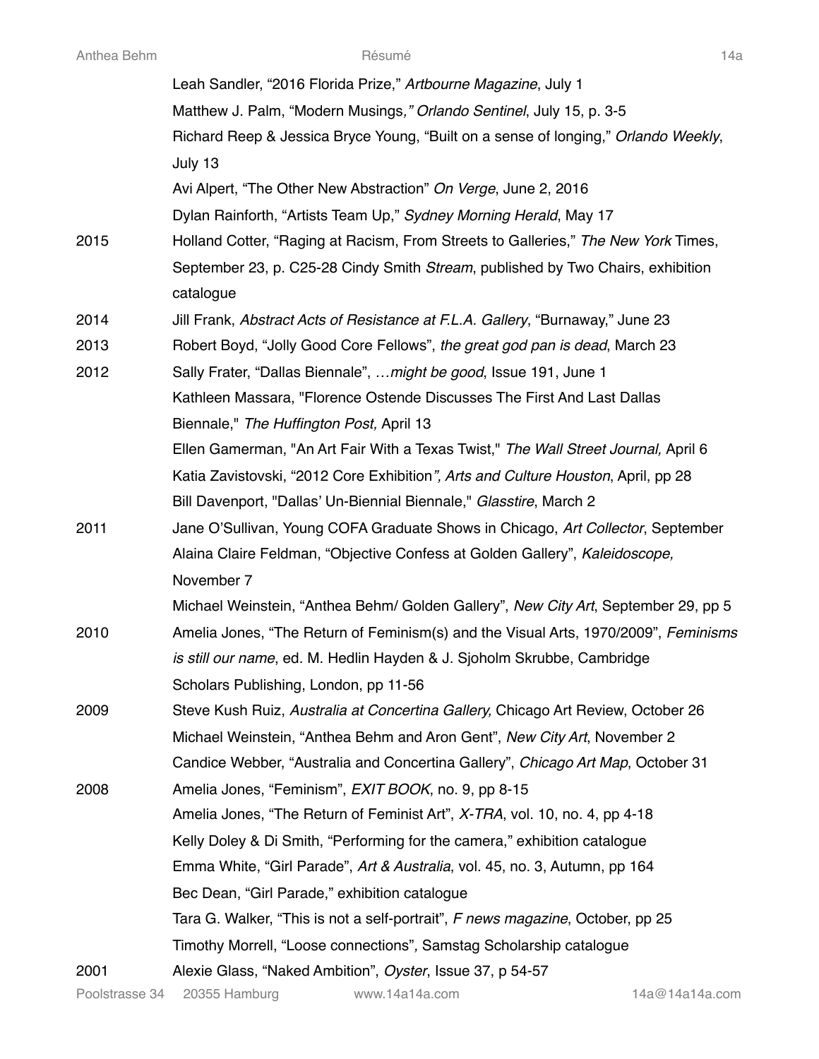Leah Sandler, "2016 Florida Prize," *Artbourne Magazine*, July 1

Matthew J. Palm, "Modern Musings*," Orlando Sentinel*, July 15, p. 3-5

Richard Reep & Jessica Bryce Young, "Built on a sense of longing," *Orlando Weekly*, July 13

Avi Alpert, "The Other New Abstraction" *On Verge*, June 2, 2016

Dylan Rainforth, "Artists Team Up," *Sydney Morning Herald*, May 17

2015 Holland Cotter, "Raging at Racism, From Streets to Galleries," *The New York* Times, September 23, p. C25-28 Cindy Smith *Stream*, published by Two Chairs, exhibition catalogue

2014 Jill Frank, *Abstract Acts of Resistance at F.L.A. Gallery*, "Burnaway," June 23

2013 Robert Boyd, "Jolly Good Core Fellows", *the great god pan is dead*, March 23

2012 Sally Frater, "Dallas Biennale", *…might be good*, Issue 191, June 1

Kathleen Massara, "Florence Ostende Discusses The First And Last Dallas Biennale," *The Huffington Post,* April 13

Ellen Gamerman, "An Art Fair With a Texas Twist," *The Wall Street Journal,* April 6

Katia Zavistovski, "2012 Core Exhibition*", Arts and Culture Houston*, April, pp 28

Bill Davenport, "Dallas' Un-Biennial Biennale," *Glasstire*, March 2

2011 Jane O'Sullivan, Young COFA Graduate Shows in Chicago, *Art Collector*, September

Alaina Claire Feldman, "Objective Confess at Golden Gallery", *Kaleidoscope,* November 7

Michael Weinstein, "Anthea Behm/ Golden Gallery", *New City Art*, September 29, pp 5

2010 Amelia Jones, "The Return of Feminism(s) and the Visual Arts, 1970/2009", *Feminisms is still our name*, ed. M. Hedlin Hayden & J. Sjoholm Skrubbe, Cambridge Scholars Publishing, London, pp 11-56

2009 Steve Kush Ruiz, *Australia at Concertina Gallery,* Chicago Art Review, October 26

Michael Weinstein, "Anthea Behm and Aron Gent", *New City Art*, November 2

Candice Webber, "Australia and Concertina Gallery", *Chicago Art Map*, October 31

2008 Amelia Jones, "Feminism", *EXIT BOOK*, no. 9, pp 8-15

Amelia Jones, "The Return of Feminist Art", *X-TRA*, vol. 10, no. 4, pp 4-18

Kelly Doley & Di Smith, "Performing for the camera," exhibition catalogue

Emma White, "Girl Parade", *Art & Australia*, vol. 45, no. 3, Autumn, pp 164

Bec Dean, "Girl Parade," exhibition catalogue

Tara G. Walker, "This is not a self-portrait", *F news magazine*, October, pp 25

Timothy Morrell, "Loose connections"*,* Samstag Scholarship catalogue

2001 Alexie Glass, "Naked Ambition", *Oyster*, Issue 37, p 54-57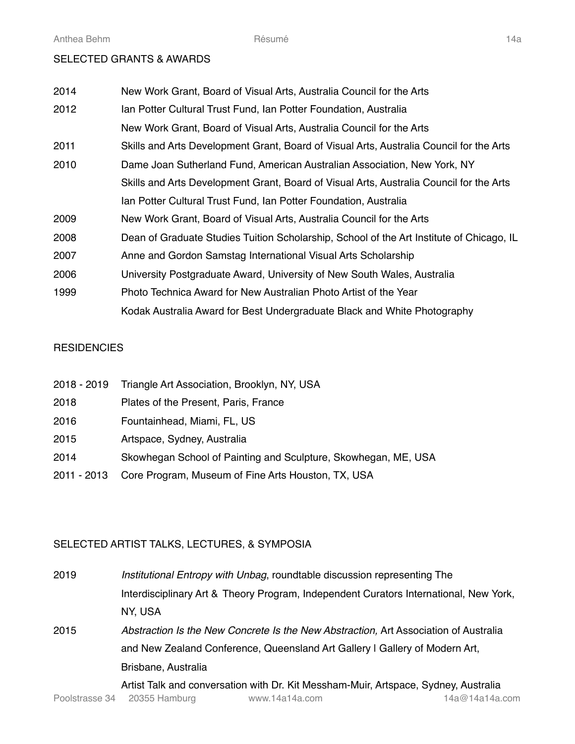## SELECTED GRANTS & AWARDS

| | |
|---|---|
| 2014 | New Work Grant, Board of Visual Arts, Australia Council for the Arts |
| 2012 | Ian Potter Cultural Trust Fund, Ian Potter Foundation, Australia |
| | New Work Grant, Board of Visual Arts, Australia Council for the Arts |
| 2011 | Skills and Arts Development Grant, Board of Visual Arts, Australia Council for the Arts |
| 2010 | Dame Joan Sutherland Fund, American Australian Association, New York, NY |
| | Skills and Arts Development Grant, Board of Visual Arts, Australia Council for the Arts |
| | Ian Potter Cultural Trust Fund, Ian Potter Foundation, Australia |
| 2009 | New Work Grant, Board of Visual Arts, Australia Council for the Arts |
| 2008 | Dean of Graduate Studies Tuition Scholarship, School of the Art Institute of Chicago, IL |
| 2007 | Anne and Gordon Samstag International Visual Arts Scholarship |
| 2006 | University Postgraduate Award, University of New South Wales, Australia |
| 1999 | Photo Technica Award for New Australian Photo Artist of the Year |
| | Kodak Australia Award for Best Undergraduate Black and White Photography |

## RESIDENCIES

| | |
|---|---|
| 2018 - 2019 | Triangle Art Association, Brooklyn, NY, USA |
| 2018 | Plates of the Present, Paris, France |
| 2016 | Fountainhead, Miami, FL, US |
| 2015 | Artspace, Sydney, Australia |
| 2014 | Skowhegan School of Painting and Sculpture, Skowhegan, ME, USA |
| 2011 - 2013 | Core Program, Museum of Fine Arts Houston, TX, USA |

## SELECTED ARTIST TALKS, LECTURES, & SYMPOSIA

| | |
|---|---|
| 2019 | *Institutional Entropy with Unbag*, roundtable discussion representing The Interdisciplinary Art & Theory Program, Independent Curators International, New York, NY, USA |
| 2015 | *Abstraction Is the New Concrete Is the New Abstraction,* Art Association of Australia and New Zealand Conference, Queensland Art Gallery I Gallery of Modern Art, Brisbane, Australia |
| | Artist Talk and conversation with Dr. Kit Messham-Muir, Artspace, Sydney, Australia |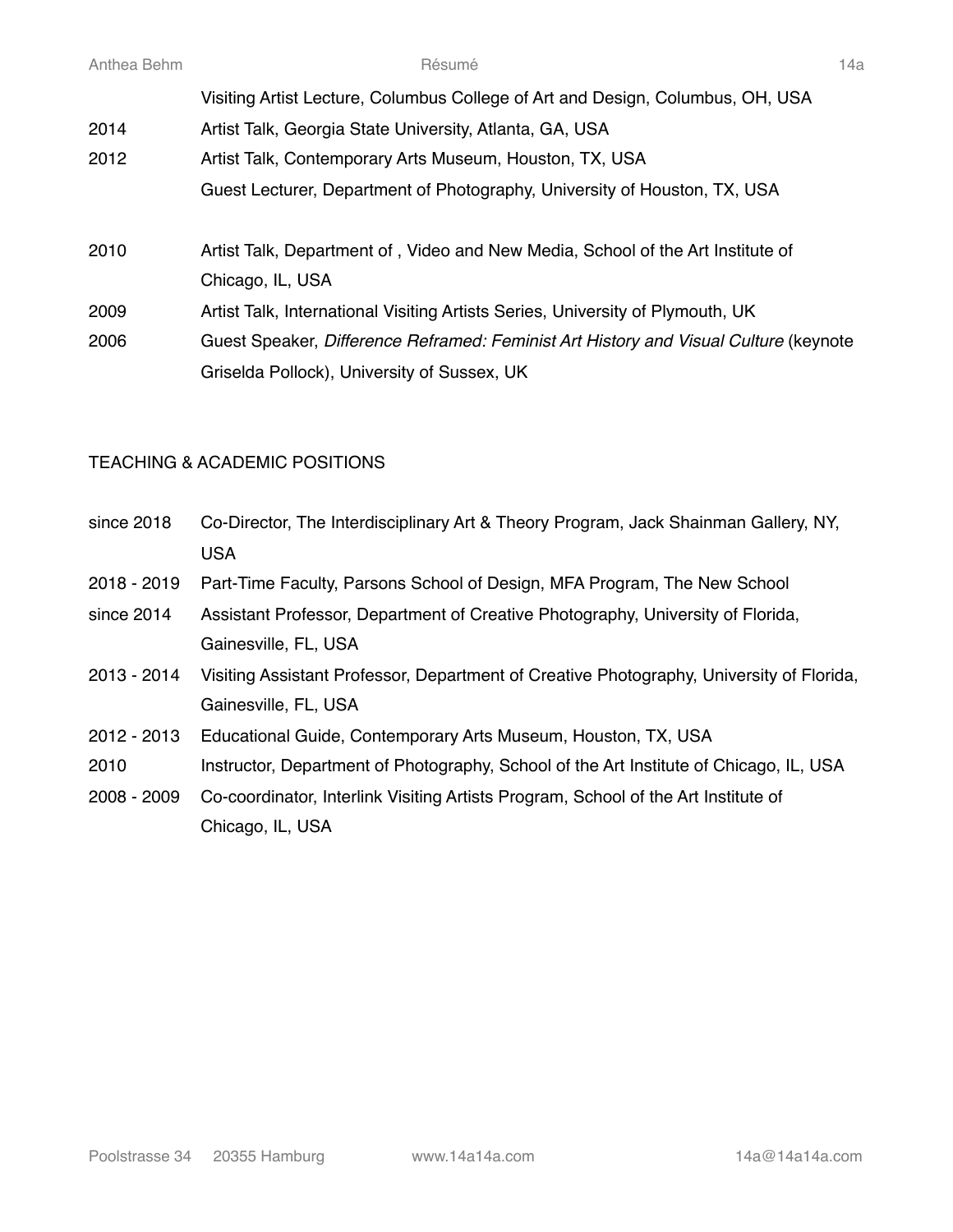| | |
|---|---|
| | Visiting Artist Lecture, Columbus College of Art and Design, Columbus, OH, USA |
| 2014 | Artist Talk, Georgia State University, Atlanta, GA, USA |
| 2012 | Artist Talk, Contemporary Arts Museum, Houston, TX, USA |
| | Guest Lecturer, Department of Photography, University of Houston, TX, USA |
| 2010 | Artist Talk, Department of , Video and New Media, School of the Art Institute of Chicago, IL, USA |
| 2009 | Artist Talk, International Visiting Artists Series, University of Plymouth, UK |
| 2006 | Guest Speaker, *Difference Reframed: Feminist Art History and Visual Culture* (keynote Griselda Pollock), University of Sussex, UK |

## TEACHING & ACADEMIC POSITIONS

| | |
|---|---|
| since 2018 | Co-Director, The Interdisciplinary Art & Theory Program, Jack Shainman Gallery, NY, USA |
| 2018 - 2019 | Part-Time Faculty, Parsons School of Design, MFA Program, The New School |
| since 2014 | Assistant Professor, Department of Creative Photography, University of Florida, Gainesville, FL, USA |
| 2013 - 2014 | Visiting Assistant Professor, Department of Creative Photography, University of Florida, Gainesville, FL, USA |
| 2012 - 2013 | Educational Guide, Contemporary Arts Museum, Houston, TX, USA |
| 2010 | Instructor, Department of Photography, School of the Art Institute of Chicago, IL, USA |
| 2008 - 2009 | Co-coordinator, Interlink Visiting Artists Program, School of the Art Institute of Chicago, IL, USA |